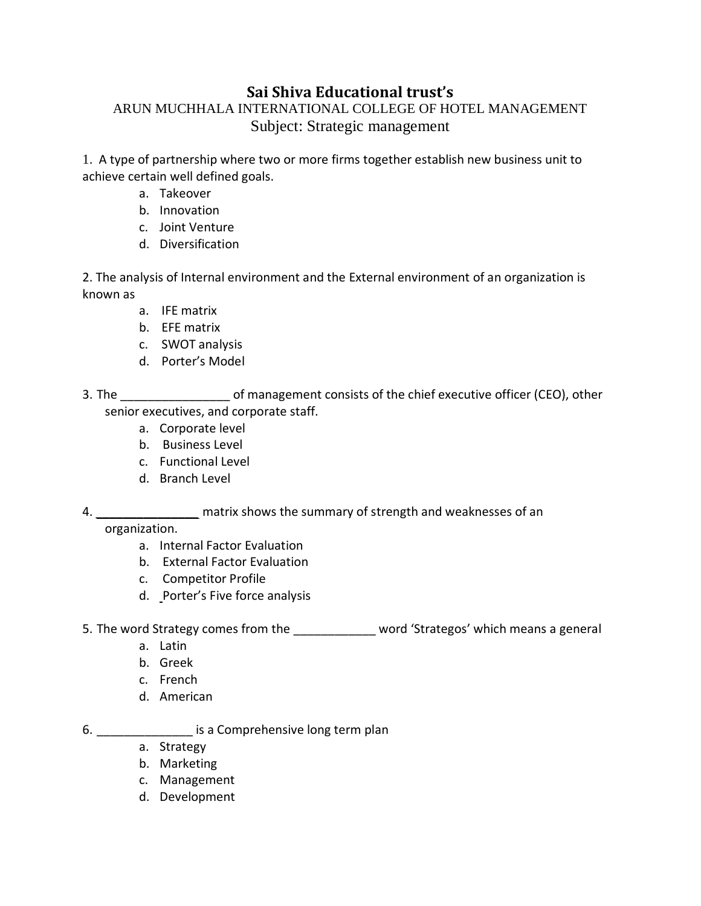# Sai Shiva Educational trust's

## ARUN MUCHHALA INTERNATIONAL COLLEGE OF HOTEL MANAGEMENT

### Subject: Strategic management

1. A type of partnership where two or more firms together establish new business unit to achieve certain well defined goals.
   a. Takeover
   b. Innovation
   c. Joint Venture
   d. Diversification

2. The analysis of Internal environment and the External environment of an organization is known as
   a. IFE matrix
   b. EFE matrix
   c. SWOT analysis
   d. Porter's Model

3. The ________________ of management consists of the chief executive officer (CEO), other senior executives, and corporate staff.
   a. Corporate level
   b. Business Level
   c. Functional Level
   d. Branch Level

4. _______________ matrix shows the summary of strength and weaknesses of an organization.
   a. Internal Factor Evaluation
   b. External Factor Evaluation
   c. Competitor Profile
   d. Porter's Five force analysis

5. The word Strategy comes from the ____________ word 'Strategos' which means a general
   a. Latin
   b. Greek
   c. French
   d. American

6. ______________ is a Comprehensive long term plan
   a. Strategy
   b. Marketing
   c. Management
   d. Development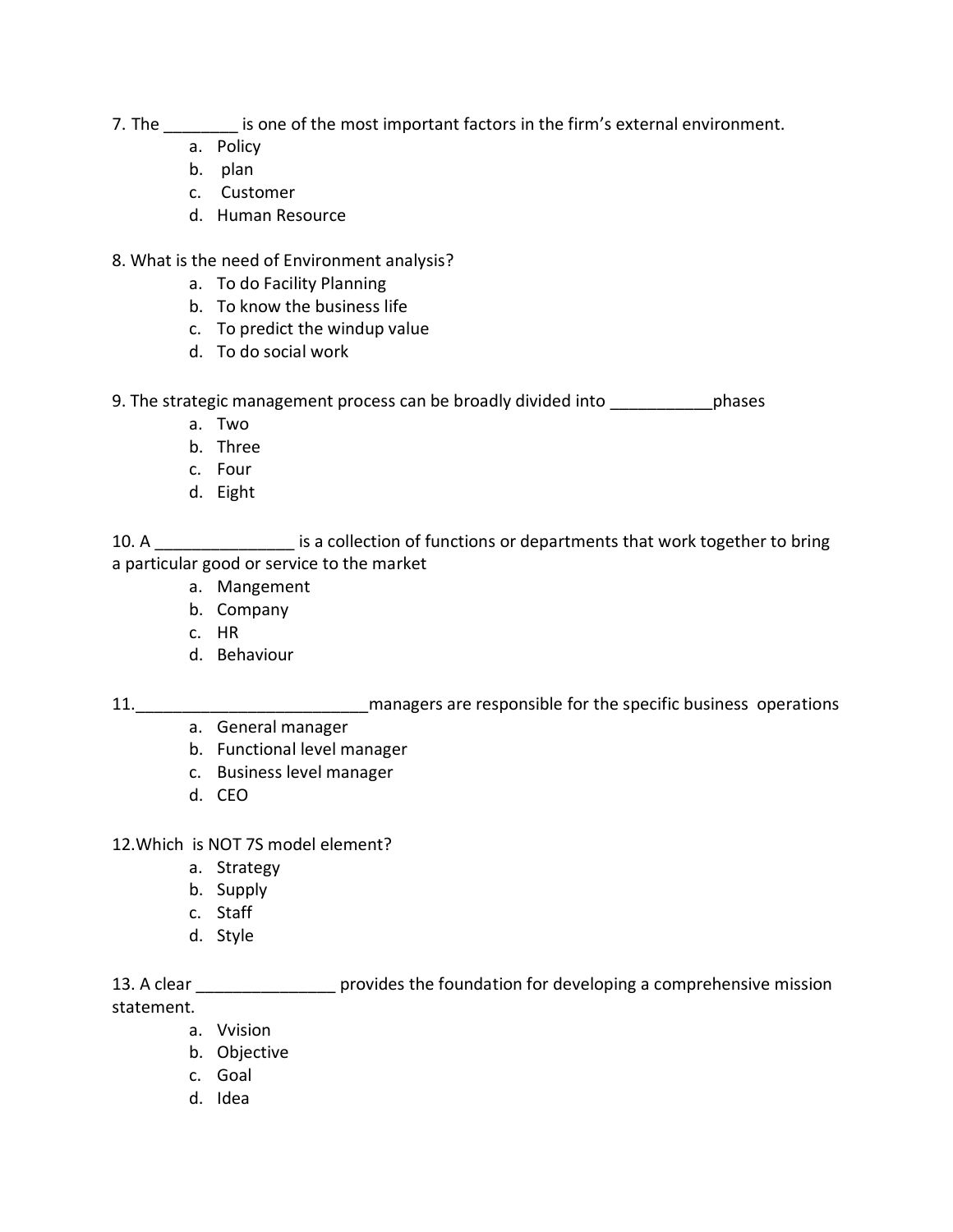7. The ________ is one of the most important factors in the firm's external environment.

a. Policy
b. plan
c. Customer
d. Human Resource

8. What is the need of Environment analysis?

a. To do Facility Planning
b. To know the business life
c. To predict the windup value
d. To do social work

9. The strategic management process can be broadly divided into ___________phases

a. Two
b. Three
c. Four
d. Eight

10. A _______________ is a collection of functions or departments that work together to bring a particular good or service to the market

a. Mangement
b. Company
c. HR
d. Behaviour

11._________________________managers are responsible for the specific business operations

a. General manager
b. Functional level manager
c. Business level manager
d. CEO

12.Which is NOT 7S model element?

a. Strategy
b. Supply
c. Staff
d. Style

13. A clear _______________ provides the foundation for developing a comprehensive mission statement.

a. Vvision
b. Objective
c. Goal
d. Idea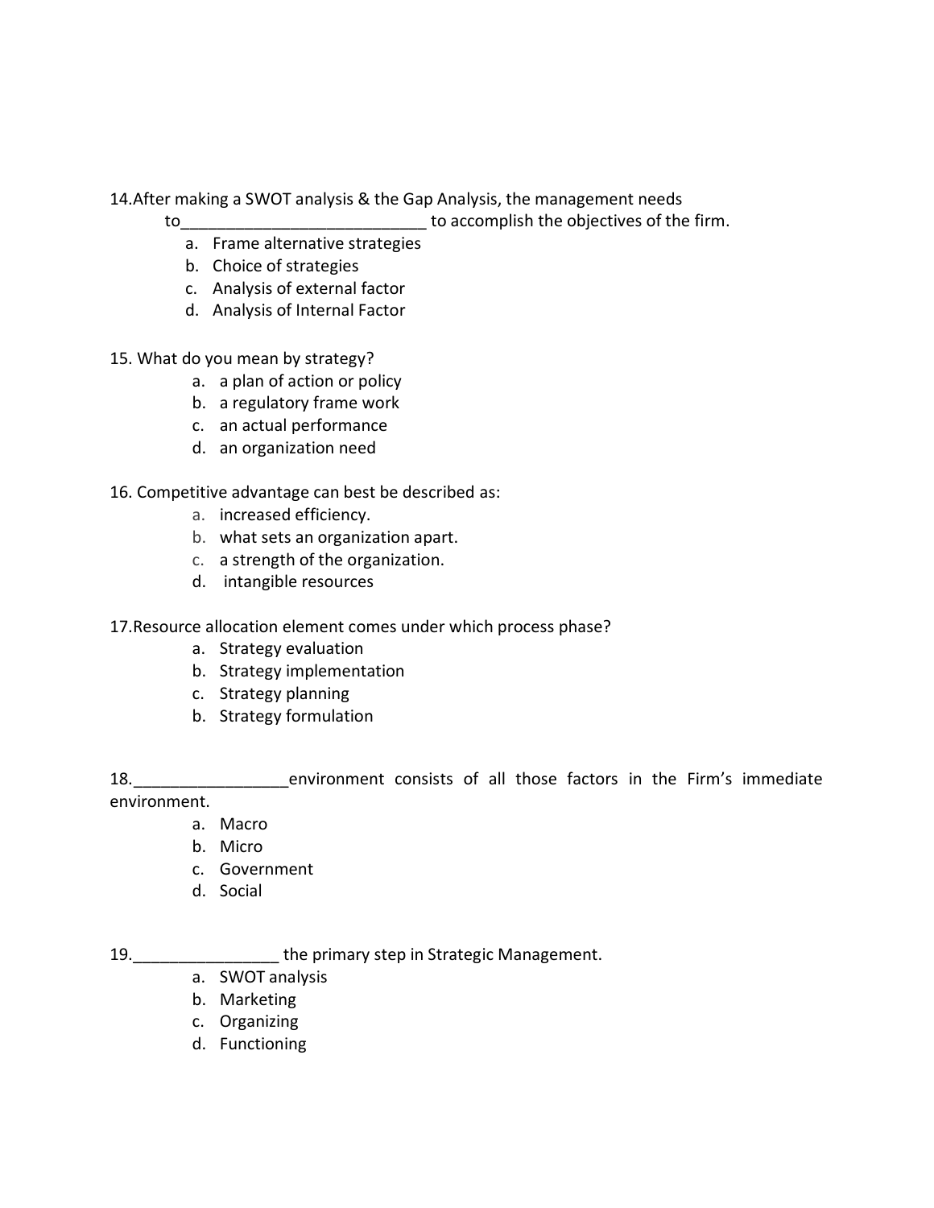14.After making a SWOT analysis & the Gap Analysis, the management needs to___________________________ to accomplish the objectives of the firm.

a. Frame alternative strategies
b. Choice of strategies
c. Analysis of external factor
d. Analysis of Internal Factor

15. What do you mean by strategy?

a. a plan of action or policy
b. a regulatory frame work
c. an actual performance
d. an organization need

16. Competitive advantage can best be described as:

a. increased efficiency.
b. what sets an organization apart.
c. a strength of the organization.
d. intangible resources

17.Resource allocation element comes under which process phase?

a. Strategy evaluation
b. Strategy implementation
c. Strategy planning
b. Strategy formulation

18._________________environment consists of all those factors in the Firm's immediate environment.

a. Macro
b. Micro
c. Government
d. Social

19._________________ the primary step in Strategic Management.

a. SWOT analysis
b. Marketing
c. Organizing
d. Functioning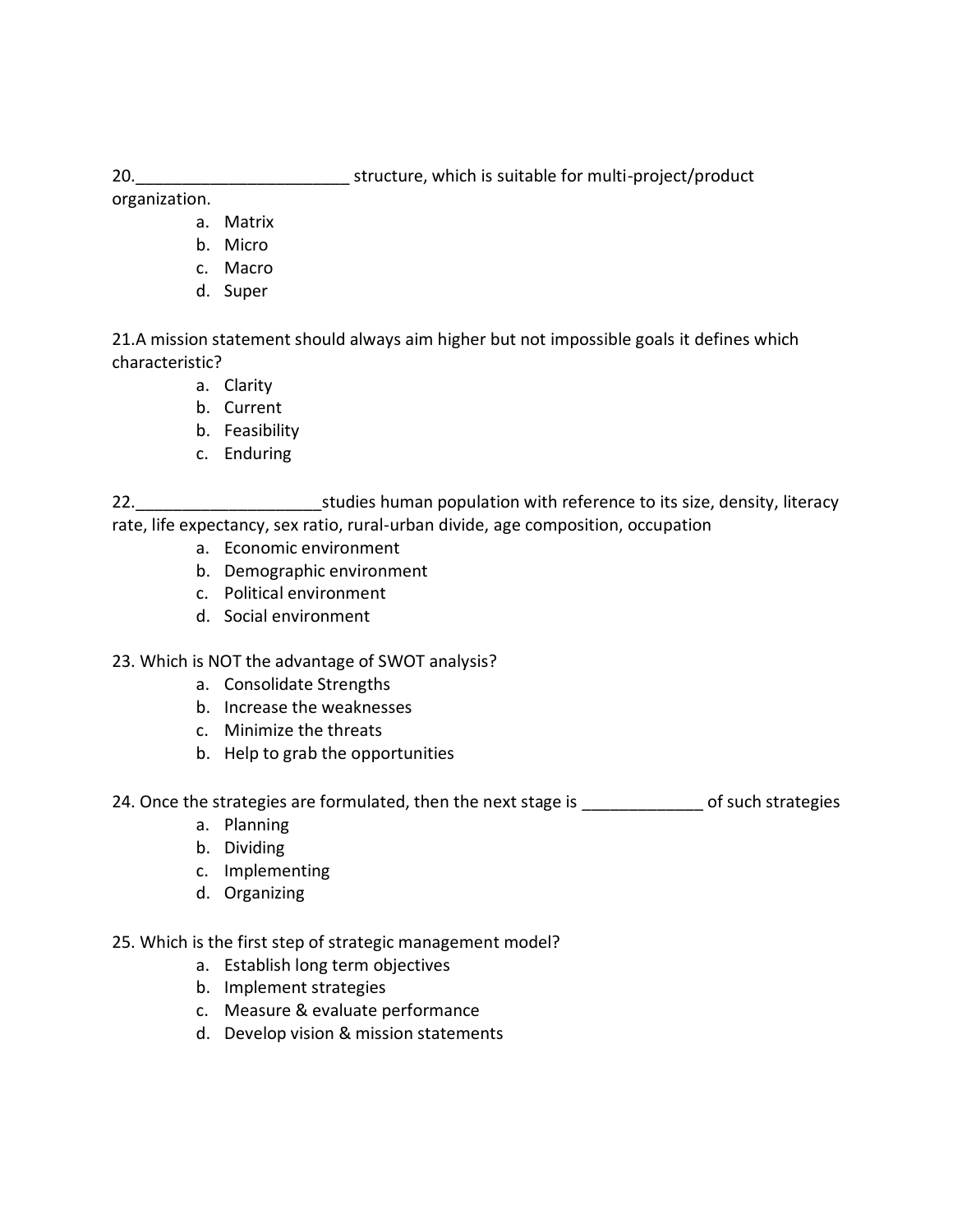20.______________________ structure, which is suitable for multi-project/product organization.

a. Matrix
b. Micro
c. Macro
d. Super

21.A mission statement should always aim higher but not impossible goals it defines which characteristic?

a. Clarity
b. Current
b. Feasibility
c. Enduring

22.___________________studies human population with reference to its size, density, literacy rate, life expectancy, sex ratio, rural-urban divide, age composition, occupation

a. Economic environment
b. Demographic environment
c. Political environment
d. Social environment

23. Which is NOT the advantage of SWOT analysis?

a. Consolidate Strengths
b. Increase the weaknesses
c. Minimize the threats
b. Help to grab the opportunities

24. Once the strategies are formulated, then the next stage is ____________ of such strategies

a. Planning
b. Dividing
c. Implementing
d. Organizing

25. Which is the first step of strategic management model?

a. Establish long term objectives
b. Implement strategies
c. Measure & evaluate performance
d. Develop vision & mission statements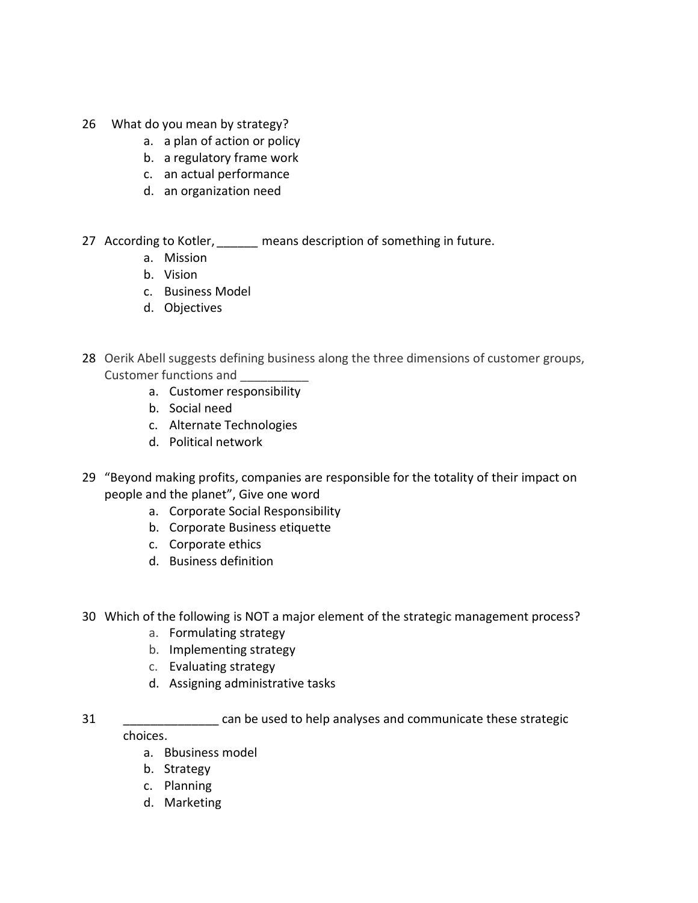26 What do you mean by strategy?

a. a plan of action or policy
b. a regulatory frame work
c. an actual performance
d. an organization need

27 According to Kotler, ______ means description of something in future.

a. Mission
b. Vision
c. Business Model
d. Objectives

28 Oerik Abell suggests defining business along the three dimensions of customer groups, Customer functions and __________

a. Customer responsibility
b. Social need
c. Alternate Technologies
d. Political network

29 "Beyond making profits, companies are responsible for the totality of their impact on people and the planet", Give one word

a. Corporate Social Responsibility
b. Corporate Business etiquette
c. Corporate ethics
d. Business definition

30 Which of the following is NOT a major element of the strategic management process?

a. Formulating strategy
b. Implementing strategy
c. Evaluating strategy
d. Assigning administrative tasks

31 ______________ can be used to help analyses and communicate these strategic choices.

a. Bbusiness model
b. Strategy
c. Planning
d. Marketing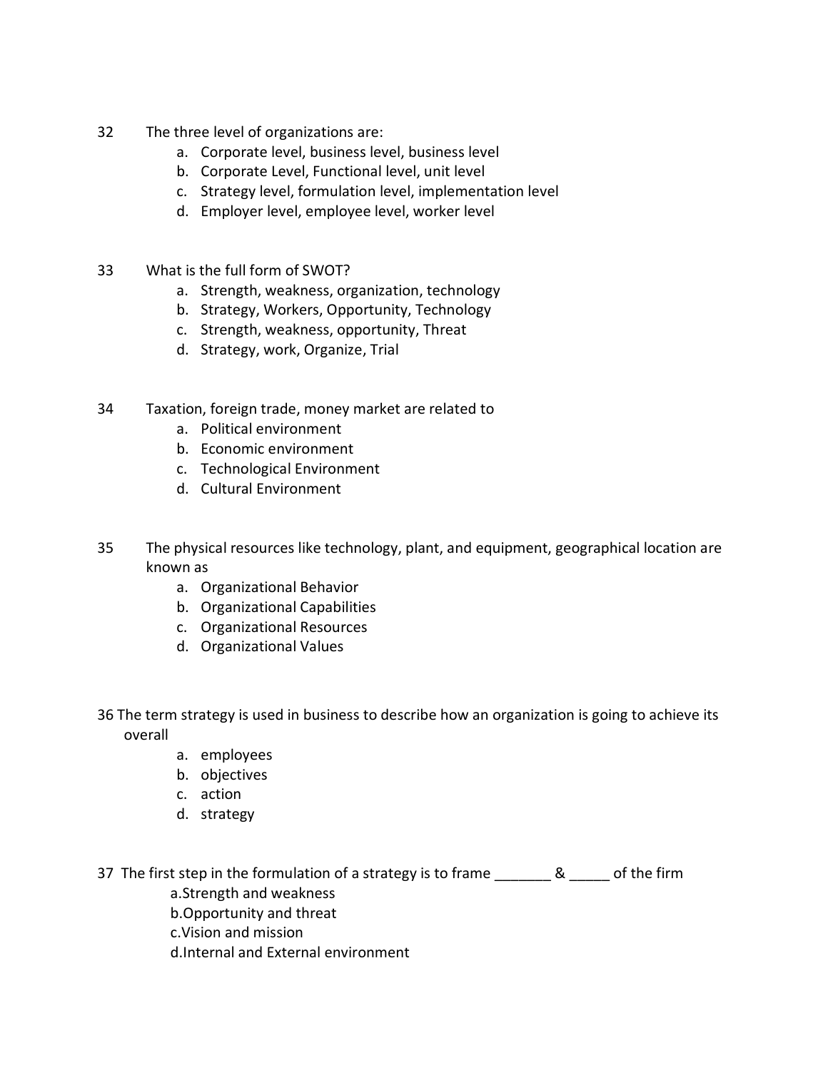32 The three level of organizations are:

a. Corporate level, business level, business level
b. Corporate Level, Functional level, unit level
c. Strategy level, formulation level, implementation level
d. Employer level, employee level, worker level

33 What is the full form of SWOT?

a. Strength, weakness, organization, technology
b. Strategy, Workers, Opportunity, Technology
c. Strength, weakness, opportunity, Threat
d. Strategy, work, Organize, Trial

34 Taxation, foreign trade, money market are related to

a. Political environment
b. Economic environment
c. Technological Environment
d. Cultural Environment

35 The physical resources like technology, plant, and equipment, geographical location are known as

a. Organizational Behavior
b. Organizational Capabilities
c. Organizational Resources
d. Organizational Values

36 The term strategy is used in business to describe how an organization is going to achieve its overall

a. employees
b. objectives
c. action
d. strategy

37 The first step in the formulation of a strategy is to frame _______ & _____ of the firm

a.Strength and weakness
b.Opportunity and threat
c.Vision and mission
d.Internal and External environment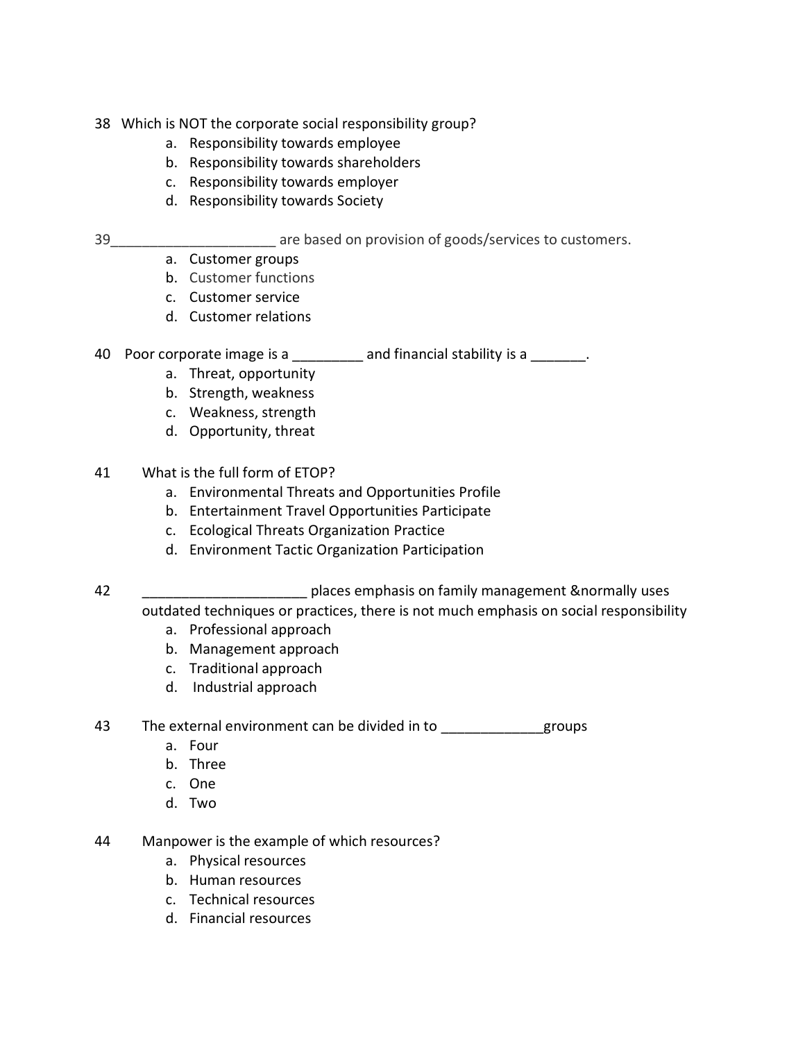38 Which is NOT the corporate social responsibility group?

a. Responsibility towards employee
b. Responsibility towards shareholders
c. Responsibility towards employer
d. Responsibility towards Society

39_____________________ are based on provision of goods/services to customers.

a. Customer groups
b. Customer functions
c. Customer service
d. Customer relations

40 Poor corporate image is a _________ and financial stability is a _______.

a. Threat, opportunity
b. Strength, weakness
c. Weakness, strength
d. Opportunity, threat

41 What is the full form of ETOP?

a. Environmental Threats and Opportunities Profile
b. Entertainment Travel Opportunities Participate
c. Ecological Threats Organization Practice
d. Environment Tactic Organization Participation

42 _____________________ places emphasis on family management &normally uses outdated techniques or practices, there is not much emphasis on social responsibility

a. Professional approach
b. Management approach
c. Traditional approach
d. Industrial approach

43 The external environment can be divided in to _____________groups

a. Four
b. Three
c. One
d. Two

44 Manpower is the example of which resources?

a. Physical resources
b. Human resources
c. Technical resources
d. Financial resources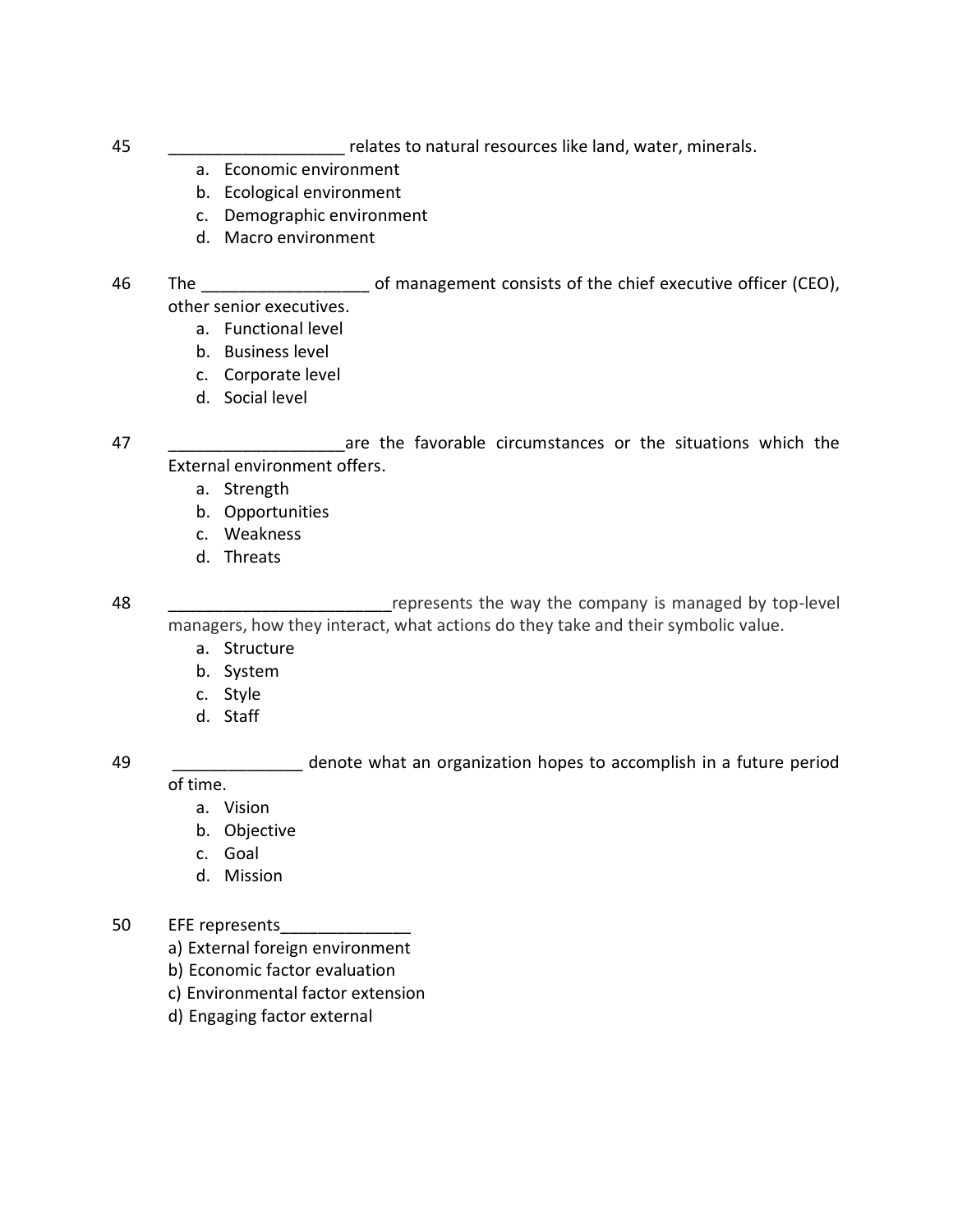45 ___________________ relates to natural resources like land, water, minerals.

a. Economic environment
b. Ecological environment
c. Demographic environment
d. Macro environment

46 The __________________ of management consists of the chief executive officer (CEO), other senior executives.

a. Functional level
b. Business level
c. Corporate level
d. Social level

47 ___________________are the favorable circumstances or the situations which the External environment offers.

a. Strength
b. Opportunities
c. Weakness
d. Threats

48 ________________________represents the way the company is managed by top-level managers, how they interact, what actions do they take and their symbolic value.

a. Structure
b. System
c. Style
d. Staff

49 ______________ denote what an organization hopes to accomplish in a future period of time.

a. Vision
b. Objective
c. Goal
d. Mission

50 EFE represents______________

a) External foreign environment
b) Economic factor evaluation
c) Environmental factor extension
d) Engaging factor external